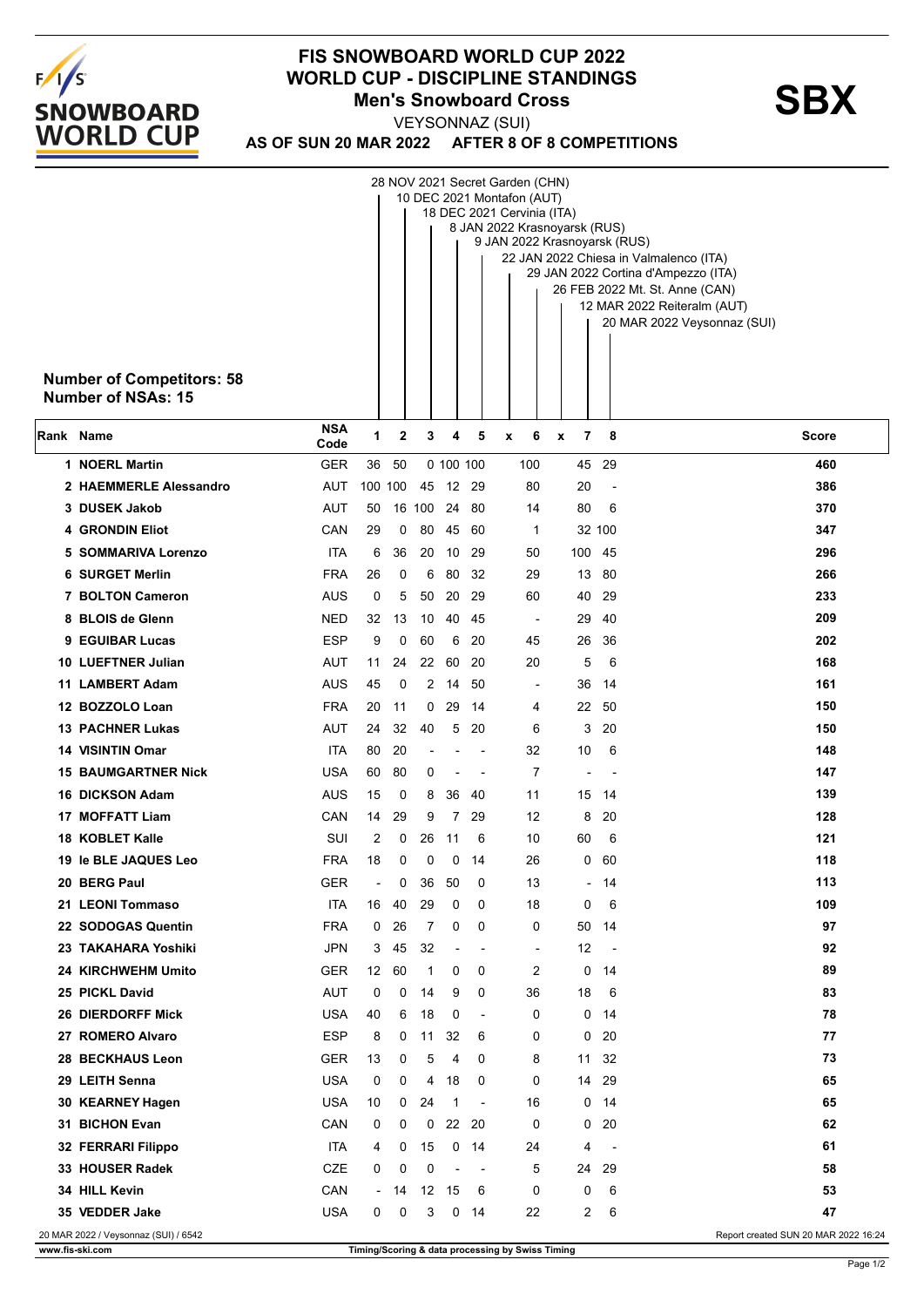# FIS SNOWBOARD WORLD CUP 2022
## WORLD CUP - DISCIPLINE STANDINGS
### Men's Snowboard Cross

**SBX**

VEYSONNAZ (SUI)

**AS OF SUN 20 MAR 2022 AFTER 8 OF 8 COMPETITIONS**

- 28 NOV 2021 Secret Garden (CHN)
- 10 DEC 2021 Montafon (AUT)
- 18 DEC 2021 Cervinia (ITA)
- 8 JAN 2022 Krasnoyarsk (RUS)
- 9 JAN 2022 Krasnoyarsk (RUS)
- 22 JAN 2022 Chiesa in Valmalenco (ITA)
- 29 JAN 2022 Cortina d'Ampezzo (ITA)
- 26 FEB 2022 Mt. St. Anne (CAN)
- 12 MAR 2022 Reiteralm (AUT)
- 20 MAR 2022 Veysonnaz (SUI)

**Number of Competitors: 58**
**Number of NSAs: 15**

| Rank | Name | NSA Code | 1 | 2 | 3 | 4 | 5 | x | 6 | x | 7 | 8 | Score |
|---|---|---|---|---|---|---|---|---|---|---|---|---|---|
| 1 | NOERL Martin | GER | 36 | 50 | 0 | 100 | 100 | | 100 | | 45 | 29 | 460 |
| 2 | HAEMMERLE Alessandro | AUT | 100 | 100 | 45 | 12 | 29 | | 80 | | 20 | - | 386 |
| 3 | DUSEK Jakob | AUT | 50 | 16 | 100 | 24 | 80 | | 14 | | 80 | 6 | 370 |
| 4 | GRONDIN Eliot | CAN | 29 | 0 | 80 | 45 | 60 | | 1 | | 32 | 100 | 347 |
| 5 | SOMMARIVA Lorenzo | ITA | 6 | 36 | 20 | 10 | 29 | | 50 | | 100 | 45 | 296 |
| 6 | SURGET Merlin | FRA | 26 | 0 | 6 | 80 | 32 | | 29 | | 13 | 80 | 266 |
| 7 | BOLTON Cameron | AUS | 0 | 5 | 50 | 20 | 29 | | 60 | | 40 | 29 | 233 |
| 8 | BLOIS de Glenn | NED | 32 | 13 | 10 | 40 | 45 | | - | | 29 | 40 | 209 |
| 9 | EGUIBAR Lucas | ESP | 9 | 0 | 60 | 6 | 20 | | 45 | | 26 | 36 | 202 |
| 10 | LUEFTNER Julian | AUT | 11 | 24 | 22 | 60 | 20 | | 20 | | 5 | 6 | 168 |
| 11 | LAMBERT Adam | AUS | 45 | 0 | 2 | 14 | 50 | | - | | 36 | 14 | 161 |
| 12 | BOZZOLO Loan | FRA | 20 | 11 | 0 | 29 | 14 | | 4 | | 22 | 50 | 150 |
| 13 | PACHNER Lukas | AUT | 24 | 32 | 40 | 5 | 20 | | 6 | | 3 | 20 | 150 |
| 14 | VISINTIN Omar | ITA | 80 | 20 | - | - | - | | 32 | | 10 | 6 | 148 |
| 15 | BAUMGARTNER Nick | USA | 60 | 80 | 0 | - | - | | 7 | | - | - | 147 |
| 16 | DICKSON Adam | AUS | 15 | 0 | 8 | 36 | 40 | | 11 | | 15 | 14 | 139 |
| 17 | MOFFATT Liam | CAN | 14 | 29 | 9 | 7 | 29 | | 12 | | 8 | 20 | 128 |
| 18 | KOBLET Kalle | SUI | 2 | 0 | 26 | 11 | 6 | | 10 | | 60 | 6 | 121 |
| 19 | le BLE JAQUES Leo | FRA | 18 | 0 | 0 | 0 | 14 | | 26 | | 0 | 60 | 118 |
| 20 | BERG Paul | GER | - | 0 | 36 | 50 | 0 | | 13 | | - | 14 | 113 |
| 21 | LEONI Tommaso | ITA | 16 | 40 | 29 | 0 | 0 | | 18 | | 0 | 6 | 109 |
| 22 | SODOGAS Quentin | FRA | 0 | 26 | 7 | 0 | 0 | | 0 | | 50 | 14 | 97 |
| 23 | TAKAHARA Yoshiki | JPN | 3 | 45 | 32 | - | - | | - | | 12 | - | 92 |
| 24 | KIRCHWEHM Umito | GER | 12 | 60 | 1 | 0 | 0 | | 2 | | 0 | 14 | 89 |
| 25 | PICKL David | AUT | 0 | 0 | 14 | 9 | 0 | | 36 | | 18 | 6 | 83 |
| 26 | DIERDORFF Mick | USA | 40 | 6 | 18 | 0 | - | | 0 | | 0 | 14 | 78 |
| 27 | ROMERO Alvaro | ESP | 8 | 0 | 11 | 32 | 6 | | 0 | | 0 | 20 | 77 |
| 28 | BECKHAUS Leon | GER | 13 | 0 | 5 | 4 | 0 | | 8 | | 11 | 32 | 73 |
| 29 | LEITH Senna | USA | 0 | 0 | 4 | 18 | 0 | | 0 | | 14 | 29 | 65 |
| 30 | KEARNEY Hagen | USA | 10 | 0 | 24 | 1 | - | | 16 | | 0 | 14 | 65 |
| 31 | BICHON Evan | CAN | 0 | 0 | 0 | 22 | 20 | | 0 | | 0 | 20 | 62 |
| 32 | FERRARI Filippo | ITA | 4 | 0 | 15 | 0 | 14 | | 24 | | 4 | - | 61 |
| 33 | HOUSER Radek | CZE | 0 | 0 | 0 | - | - | | 5 | | 24 | 29 | 58 |
| 34 | HILL Kevin | CAN | - | 14 | 12 | 15 | 6 | | 0 | | 0 | 6 | 53 |
| 35 | VEDDER Jake | USA | 0 | 0 | 3 | 0 | 14 | | 22 | | 2 | 6 | 47 |

20 MAR 2022 / Veysonnaz (SUI) / 6542

Report created SUN 20 MAR 2022 16:24

www.fis-ski.com

Timing/Scoring & data processing by Swiss Timing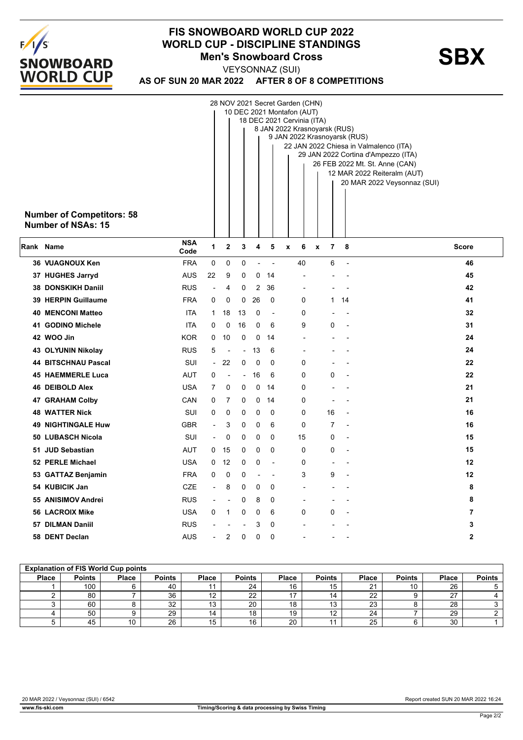# FIS SNOWBOARD WORLD CUP 2022
## WORLD CUP - DISCIPLINE STANDINGS
### Men's Snowboard Cross

**SBX**

VEYSONNAZ (SUI)

**AS OF SUN 20 MAR 2022 AFTER 8 OF 8 COMPETITIONS**

28 NOV 2021 Secret Garden (CHN)
10 DEC 2021 Montafon (AUT)
18 DEC 2021 Cervinia (ITA)
8 JAN 2022 Krasnoyarsk (RUS)
9 JAN 2022 Krasnoyarsk (RUS)
22 JAN 2022 Chiesa in Valmalenco (ITA)
29 JAN 2022 Cortina d'Ampezzo (ITA)
26 FEB 2022 Mt. St. Anne (CAN)
12 MAR 2022 Reiteralm (AUT)
20 MAR 2022 Veysonnaz (SUI)

**Number of Competitors: 58**
**Number of NSAs: 15**

| Rank | Name | NSA Code | 1 | 2 | 3 | 4 | 5 | x | 6 | x | 7 | 8 | Score |
|---|---|---|---|---|---|---|---|---|---|---|---|---|---|
| 36 | VUAGNOUX Ken | FRA | 0 | 0 | 0 | - | - | | 40 | | 6 | - | 46 |
| 37 | HUGHES Jarryd | AUS | 22 | 9 | 0 | 0 | 14 | | - | | - | - | 45 |
| 38 | DONSKIKH Daniil | RUS | - | 4 | 0 | 2 | 36 | | - | | - | - | 42 |
| 39 | HERPIN Guillaume | FRA | 0 | 0 | 0 | 26 | 0 | | 0 | | 1 | 14 | 41 |
| 40 | MENCONI Matteo | ITA | 1 | 18 | 13 | 0 | - | | 0 | | - | - | 32 |
| 41 | GODINO Michele | ITA | 0 | 0 | 16 | 0 | 6 | | 9 | | 0 | - | 31 |
| 42 | WOO Jin | KOR | 0 | 10 | 0 | 0 | 14 | | - | | - | - | 24 |
| 43 | OLYUNIN Nikolay | RUS | 5 | - | - | 13 | 6 | | - | | - | - | 24 |
| 44 | BITSCHNAU Pascal | SUI | - | 22 | 0 | 0 | 0 | | 0 | | - | - | 22 |
| 45 | HAEMMERLE Luca | AUT | 0 | - | - | 16 | 6 | | 0 | | 0 | - | 22 |
| 46 | DEIBOLD Alex | USA | 7 | 0 | 0 | 0 | 14 | | 0 | | - | - | 21 |
| 47 | GRAHAM Colby | CAN | 0 | 7 | 0 | 0 | 14 | | 0 | | - | - | 21 |
| 48 | WATTER Nick | SUI | 0 | 0 | 0 | 0 | 0 | | 0 | | 16 | - | 16 |
| 49 | NIGHTINGALE Huw | GBR | - | 3 | 0 | 0 | 6 | | 0 | | 7 | - | 16 |
| 50 | LUBASCH Nicola | SUI | - | 0 | 0 | 0 | 0 | | 15 | | 0 | - | 15 |
| 51 | JUD Sebastian | AUT | 0 | 15 | 0 | 0 | 0 | | 0 | | 0 | - | 15 |
| 52 | PERLE Michael | USA | 0 | 12 | 0 | 0 | - | | 0 | | - | - | 12 |
| 53 | GATTAZ Benjamin | FRA | 0 | 0 | 0 | - | - | | 3 | | 9 | - | 12 |
| 54 | KUBICIK Jan | CZE | - | 8 | 0 | 0 | 0 | | - | | - | - | 8 |
| 55 | ANISIMOV Andrei | RUS | - | - | 0 | 8 | 0 | | - | | - | - | 8 |
| 56 | LACROIX Mike | USA | 0 | 1 | 0 | 0 | 6 | | 0 | | 0 | - | 7 |
| 57 | DILMAN Daniil | RUS | - | - | - | 3 | 0 | | - | | - | - | 3 |
| 58 | DENT Declan | AUS | - | 2 | 0 | 0 | 0 | | - | | - | - | 2 |

**Explanation of FIS World Cup points**

| Place | Points | Place | Points | Place | Points | Place | Points | Place | Points | Place | Points |
|---|---|---|---|---|---|---|---|---|---|---|---|
| 1 | 100 | 6 | 40 | 11 | 24 | 16 | 15 | 21 | 10 | 26 | 5 |
| 2 | 80 | 7 | 36 | 12 | 22 | 17 | 14 | 22 | 9 | 27 | 4 |
| 3 | 60 | 8 | 32 | 13 | 20 | 18 | 13 | 23 | 8 | 28 | 3 |
| 4 | 50 | 9 | 29 | 14 | 18 | 19 | 12 | 24 | 7 | 29 | 2 |
| 5 | 45 | 10 | 26 | 15 | 16 | 20 | 11 | 25 | 6 | 30 | 1 |